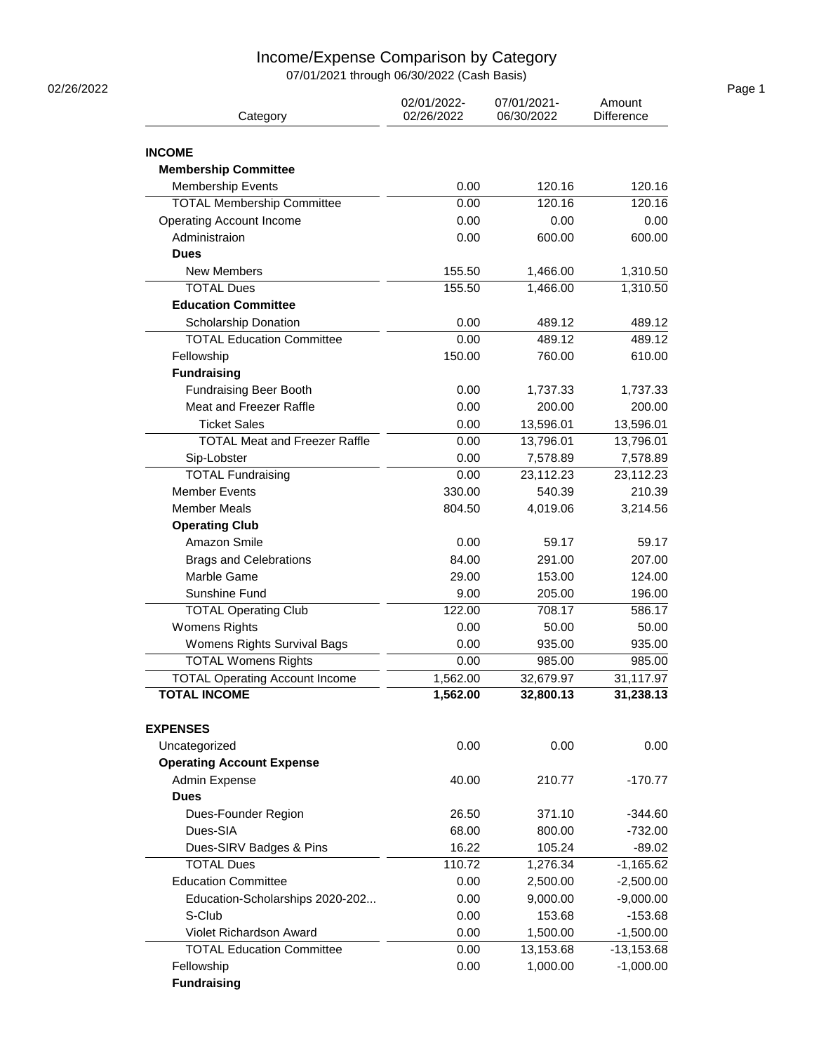# Income/Expense Comparison by Category

07/01/2021 through 06/30/2022 (Cash Basis)

02/26/2022

| Category | 02/01/2022-02/26/2022 | 07/01/2021-06/30/2022 | Amount Difference |
|---|---|---|---|
| **INCOME** | | | |
| **Membership Committee** | | | |
| Membership Events | 0.00 | 120.16 | 120.16 |
| TOTAL Membership Committee | 0.00 | 120.16 | 120.16 |
| Operating Account Income | 0.00 | 0.00 | 0.00 |
| Administraion | 0.00 | 600.00 | 600.00 |
| **Dues** | | | |
| New Members | 155.50 | 1,466.00 | 1,310.50 |
| TOTAL Dues | 155.50 | 1,466.00 | 1,310.50 |
| **Education Committee** | | | |
| Scholarship Donation | 0.00 | 489.12 | 489.12 |
| TOTAL Education Committee | 0.00 | 489.12 | 489.12 |
| Fellowship | 150.00 | 760.00 | 610.00 |
| **Fundraising** | | | |
| Fundraising Beer Booth | 0.00 | 1,737.33 | 1,737.33 |
| Meat and Freezer Raffle | 0.00 | 200.00 | 200.00 |
| Ticket Sales | 0.00 | 13,596.01 | 13,596.01 |
| TOTAL Meat and Freezer Raffle | 0.00 | 13,796.01 | 13,796.01 |
| Sip-Lobster | 0.00 | 7,578.89 | 7,578.89 |
| TOTAL Fundraising | 0.00 | 23,112.23 | 23,112.23 |
| Member Events | 330.00 | 540.39 | 210.39 |
| Member Meals | 804.50 | 4,019.06 | 3,214.56 |
| **Operating Club** | | | |
| Amazon Smile | 0.00 | 59.17 | 59.17 |
| Brags and Celebrations | 84.00 | 291.00 | 207.00 |
| Marble Game | 29.00 | 153.00 | 124.00 |
| Sunshine Fund | 9.00 | 205.00 | 196.00 |
| TOTAL Operating Club | 122.00 | 708.17 | 586.17 |
| Womens Rights | 0.00 | 50.00 | 50.00 |
| Womens Rights Survival Bags | 0.00 | 935.00 | 935.00 |
| TOTAL Womens Rights | 0.00 | 985.00 | 985.00 |
| TOTAL Operating Account Income | 1,562.00 | 32,679.97 | 31,117.97 |
| **TOTAL INCOME** | **1,562.00** | **32,800.13** | **31,238.13** |
| | | | |
| **EXPENSES** | | | |
| Uncategorized | 0.00 | 0.00 | 0.00 |
| **Operating Account Expense** | | | |
| Admin Expense | 40.00 | 210.77 | -170.77 |
| **Dues** | | | |
| Dues-Founder Region | 26.50 | 371.10 | -344.60 |
| Dues-SIA | 68.00 | 800.00 | -732.00 |
| Dues-SIRV Badges & Pins | 16.22 | 105.24 | -89.02 |
| TOTAL Dues | 110.72 | 1,276.34 | -1,165.62 |
| Education Committee | 0.00 | 2,500.00 | -2,500.00 |
| Education-Scholarships 2020-202... | 0.00 | 9,000.00 | -9,000.00 |
| S-Club | 0.00 | 153.68 | -153.68 |
| Violet Richardson Award | 0.00 | 1,500.00 | -1,500.00 |
| TOTAL Education Committee | 0.00 | 13,153.68 | -13,153.68 |
| Fellowship | 0.00 | 1,000.00 | -1,000.00 |
| **Fundraising** | | | |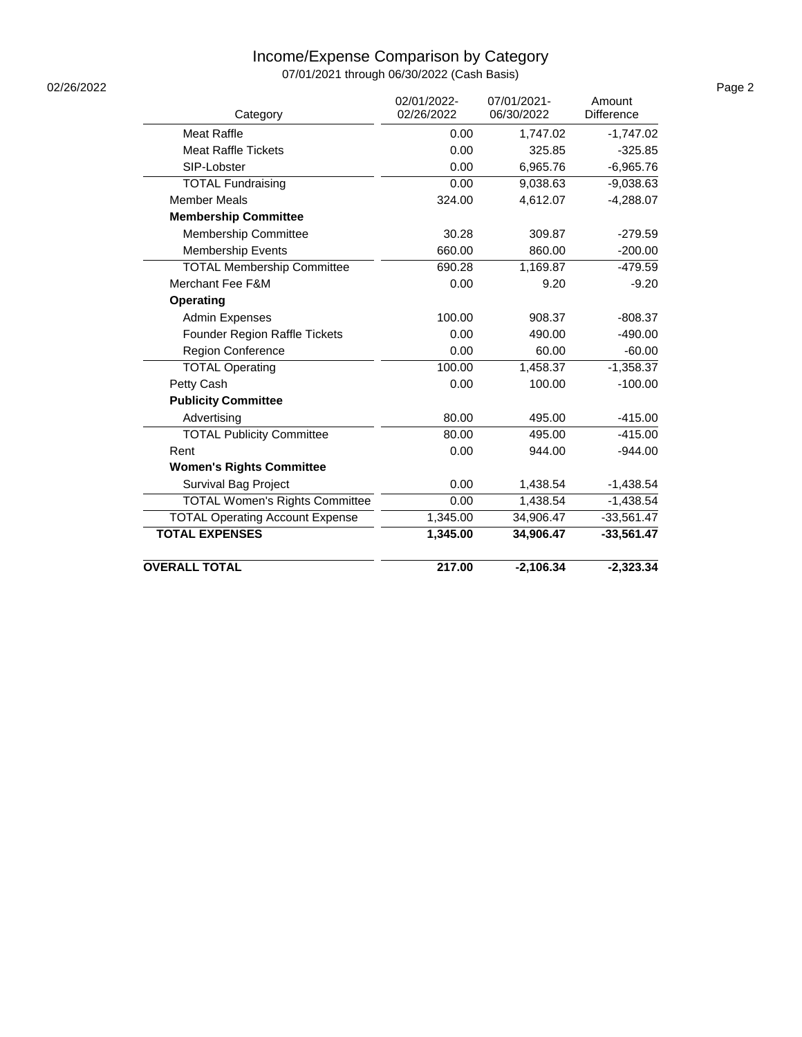# Income/Expense Comparison by Category

07/01/2021 through 06/30/2022 (Cash Basis)

02/26/2022

| Category | 02/01/2022-02/26/2022 | 07/01/2021-06/30/2022 | Amount Difference |
|---|---|---|---|
| Meat Raffle | 0.00 | 1,747.02 | -1,747.02 |
| Meat Raffle Tickets | 0.00 | 325.85 | -325.85 |
| SIP-Lobster | 0.00 | 6,965.76 | -6,965.76 |
| TOTAL Fundraising | 0.00 | 9,038.63 | -9,038.63 |
| Member Meals | 324.00 | 4,612.07 | -4,288.07 |
| **Membership Committee** | | | |
| Membership Committee | 30.28 | 309.87 | -279.59 |
| Membership Events | 660.00 | 860.00 | -200.00 |
| TOTAL Membership Committee | 690.28 | 1,169.87 | -479.59 |
| Merchant Fee F&M | 0.00 | 9.20 | -9.20 |
| **Operating** | | | |
| Admin Expenses | 100.00 | 908.37 | -808.37 |
| Founder Region Raffle Tickets | 0.00 | 490.00 | -490.00 |
| Region Conference | 0.00 | 60.00 | -60.00 |
| TOTAL Operating | 100.00 | 1,458.37 | -1,358.37 |
| Petty Cash | 0.00 | 100.00 | -100.00 |
| **Publicity Committee** | | | |
| Advertising | 80.00 | 495.00 | -415.00 |
| TOTAL Publicity Committee | 80.00 | 495.00 | -415.00 |
| Rent | 0.00 | 944.00 | -944.00 |
| **Women's Rights Committee** | | | |
| Survival Bag Project | 0.00 | 1,438.54 | -1,438.54 |
| TOTAL Women's Rights Committee | 0.00 | 1,438.54 | -1,438.54 |
| TOTAL Operating Account Expense | 1,345.00 | 34,906.47 | -33,561.47 |
| **TOTAL EXPENSES** | **1,345.00** | **34,906.47** | **-33,561.47** |
| **OVERALL TOTAL** | **217.00** | **-2,106.34** | **-2,323.34** |